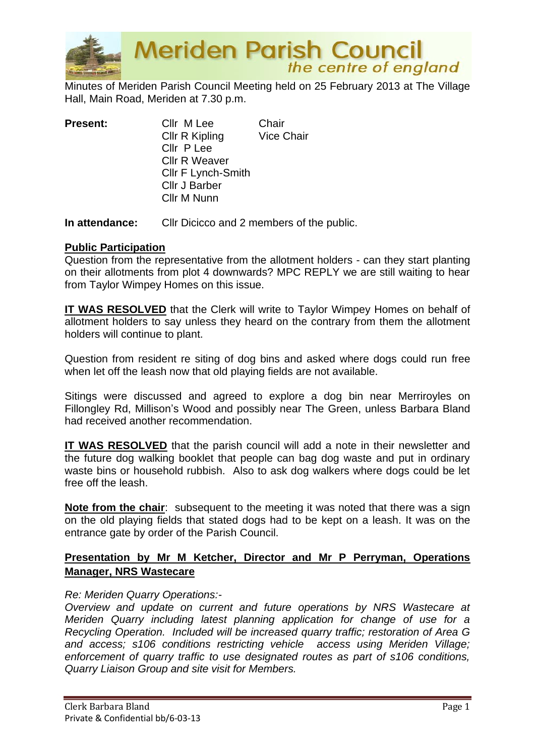# Meriden Parish Council

*the centre of england*

Minutes of Meriden Parish Council Meeting held on 25 February 2013 at The Village Hall, Main Road, Meriden at 7.30 p.m.

| **Present:** | | |
|---|---|---|
| | Cllr M Lee | Chair |
| | Cllr R Kipling | Vice Chair |
| | Cllr P Lee | |
| | Cllr R Weaver | |
| | Cllr F Lynch-Smith | |
| | Cllr J Barber | |
| | Cllr M Nunn | |

**In attendance:** Cllr Dicicco and 2 members of the public.

**Public Participation**

Question from the representative from the allotment holders - can they start planting on their allotments from plot 4 downwards? MPC REPLY we are still waiting to hear from Taylor Wimpey Homes on this issue.

**IT WAS RESOLVED** that the Clerk will write to Taylor Wimpey Homes on behalf of allotment holders to say unless they heard on the contrary from them the allotment holders will continue to plant.

Question from resident re siting of dog bins and asked where dogs could run free when let off the leash now that old playing fields are not available.

Sitings were discussed and agreed to explore a dog bin near Merriroyles on Fillongley Rd, Millison's Wood and possibly near The Green, unless Barbara Bland had received another recommendation.

**IT WAS RESOLVED** that the parish council will add a note in their newsletter and the future dog walking booklet that people can bag dog waste and put in ordinary waste bins or household rubbish. Also to ask dog walkers where dogs could be let free off the leash.

**Note from the chair**: subsequent to the meeting it was noted that there was a sign on the old playing fields that stated dogs had to be kept on a leash. It was on the entrance gate by order of the Parish Council.

**Presentation by Mr M Ketcher, Director and Mr P Perryman, Operations Manager, NRS Wastecare**

*Re: Meriden Quarry Operations:-*

*Overview and update on current and future operations by NRS Wastecare at Meriden Quarry including latest planning application for change of use for a Recycling Operation. Included will be increased quarry traffic; restoration of Area G and access; s106 conditions restricting vehicle access using Meriden Village; enforcement of quarry traffic to use designated routes as part of s106 conditions, Quarry Liaison Group and site visit for Members.*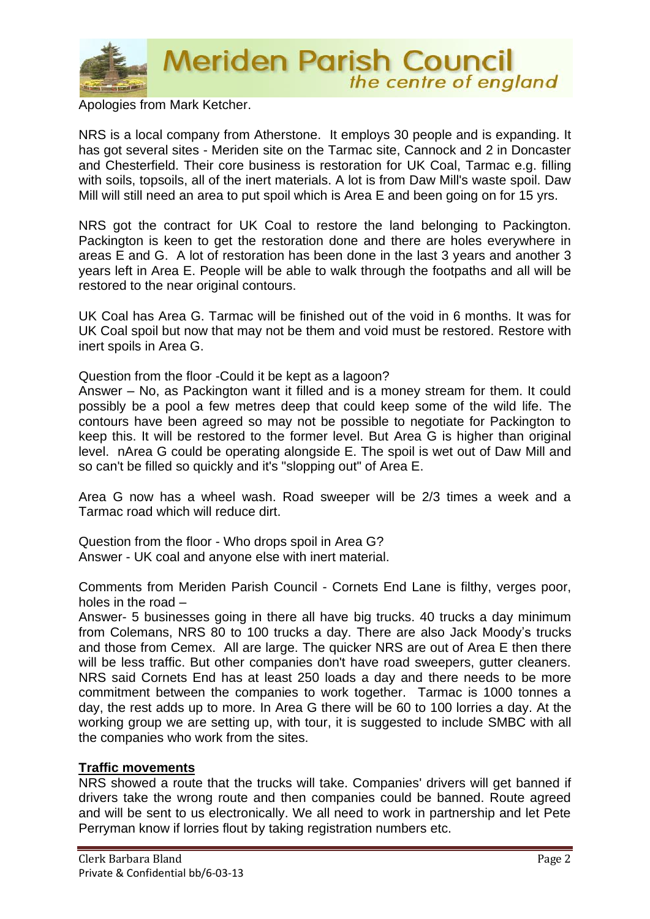Apologies from Mark Ketcher.

NRS is a local company from Atherstone. It employs 30 people and is expanding. It has got several sites - Meriden site on the Tarmac site, Cannock and 2 in Doncaster and Chesterfield. Their core business is restoration for UK Coal, Tarmac e.g. filling with soils, topsoils, all of the inert materials. A lot is from Daw Mill's waste spoil. Daw Mill will still need an area to put spoil which is Area E and been going on for 15 yrs.

NRS got the contract for UK Coal to restore the land belonging to Packington. Packington is keen to get the restoration done and there are holes everywhere in areas E and G. A lot of restoration has been done in the last 3 years and another 3 years left in Area E. People will be able to walk through the footpaths and all will be restored to the near original contours.

UK Coal has Area G. Tarmac will be finished out of the void in 6 months. It was for UK Coal spoil but now that may not be them and void must be restored. Restore with inert spoils in Area G.

Question from the floor -Could it be kept as a lagoon?
Answer – No, as Packington want it filled and is a money stream for them. It could possibly be a pool a few metres deep that could keep some of the wild life. The contours have been agreed so may not be possible to negotiate for Packington to keep this. It will be restored to the former level. But Area G is higher than original level. nArea G could be operating alongside E. The spoil is wet out of Daw Mill and so can't be filled so quickly and it's "slopping out" of Area E.

Area G now has a wheel wash. Road sweeper will be 2/3 times a week and a Tarmac road which will reduce dirt.

Question from the floor - Who drops spoil in Area G?
Answer - UK coal and anyone else with inert material.

Comments from Meriden Parish Council - Cornets End Lane is filthy, verges poor, holes in the road –
Answer- 5 businesses going in there all have big trucks. 40 trucks a day minimum from Colemans, NRS 80 to 100 trucks a day. There are also Jack Moody's trucks and those from Cemex. All are large. The quicker NRS are out of Area E then there will be less traffic. But other companies don't have road sweepers, gutter cleaners. NRS said Cornets End has at least 250 loads a day and there needs to be more commitment between the companies to work together. Tarmac is 1000 tonnes a day, the rest adds up to more. In Area G there will be 60 to 100 lorries a day. At the working group we are setting up, with tour, it is suggested to include SMBC with all the companies who work from the sites.

**Traffic movements**

NRS showed a route that the trucks will take. Companies' drivers will get banned if drivers take the wrong route and then companies could be banned. Route agreed and will be sent to us electronically. We all need to work in partnership and let Pete Perryman know if lorries flout by taking registration numbers etc.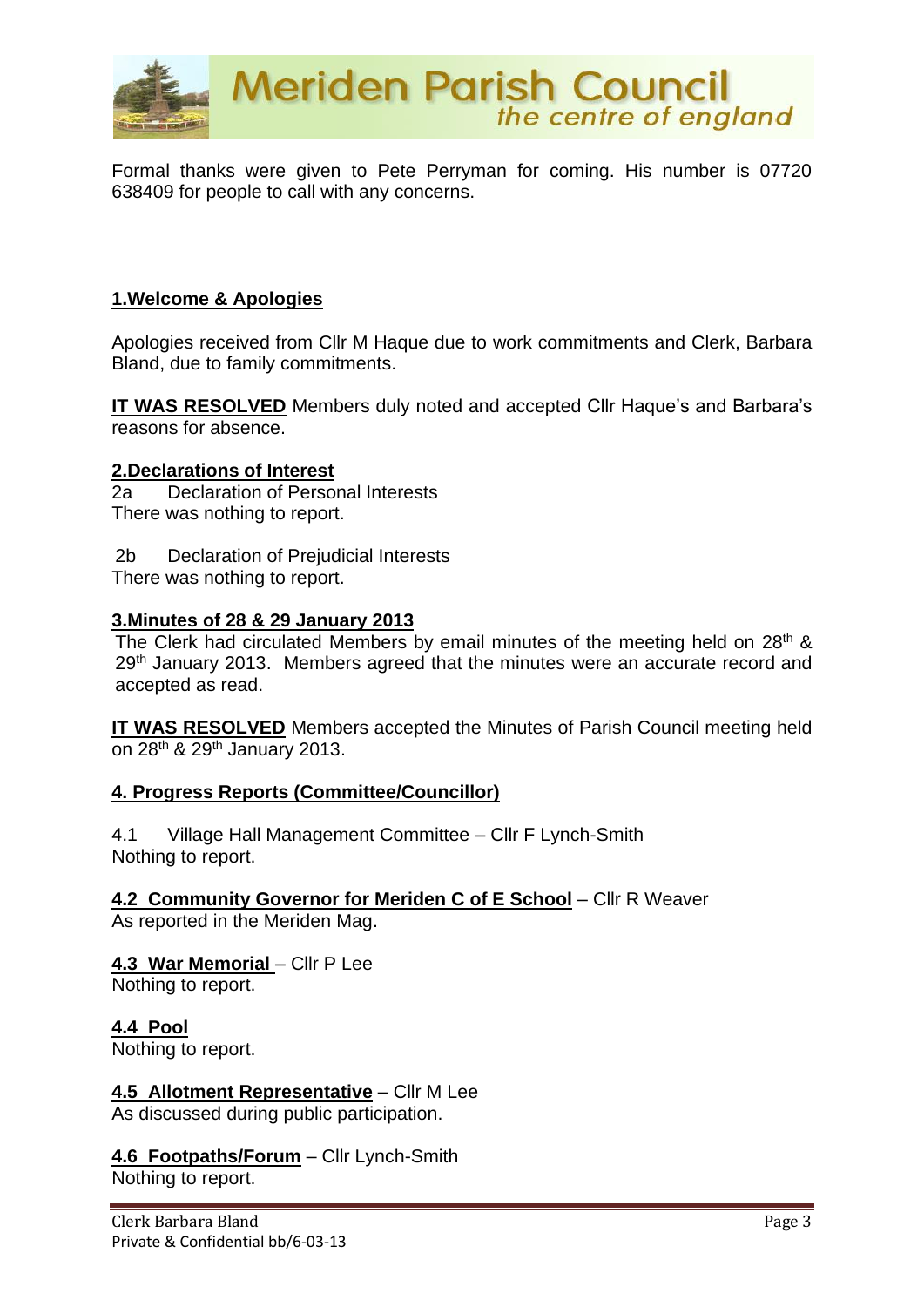Formal thanks were given to Pete Perryman for coming. His number is 07720 638409 for people to call with any concerns.

## 1.Welcome & Apologies

Apologies received from Cllr M Haque due to work commitments and Clerk, Barbara Bland, due to family commitments.

**IT WAS RESOLVED** Members duly noted and accepted Cllr Haque's and Barbara's reasons for absence.

## 2.Declarations of Interest

2a Declaration of Personal Interests
There was nothing to report.

2b Declaration of Prejudicial Interests
There was nothing to report.

## 3.Minutes of 28 & 29 January 2013

The Clerk had circulated Members by email minutes of the meeting held on 28th & 29th January 2013. Members agreed that the minutes were an accurate record and accepted as read.

**IT WAS RESOLVED** Members accepted the Minutes of Parish Council meeting held on 28th & 29th January 2013.

## 4. Progress Reports (Committee/Councillor)

4.1 Village Hall Management Committee – Cllr F Lynch-Smith
Nothing to report.

**4.2 Community Governor for Meriden C of E School** – Cllr R Weaver
As reported in the Meriden Mag.

**4.3 War Memorial** – Cllr P Lee
Nothing to report.

**4.4 Pool**
Nothing to report.

**4.5 Allotment Representative** – Cllr M Lee
As discussed during public participation.

**4.6 Footpaths/Forum** – Cllr Lynch-Smith
Nothing to report.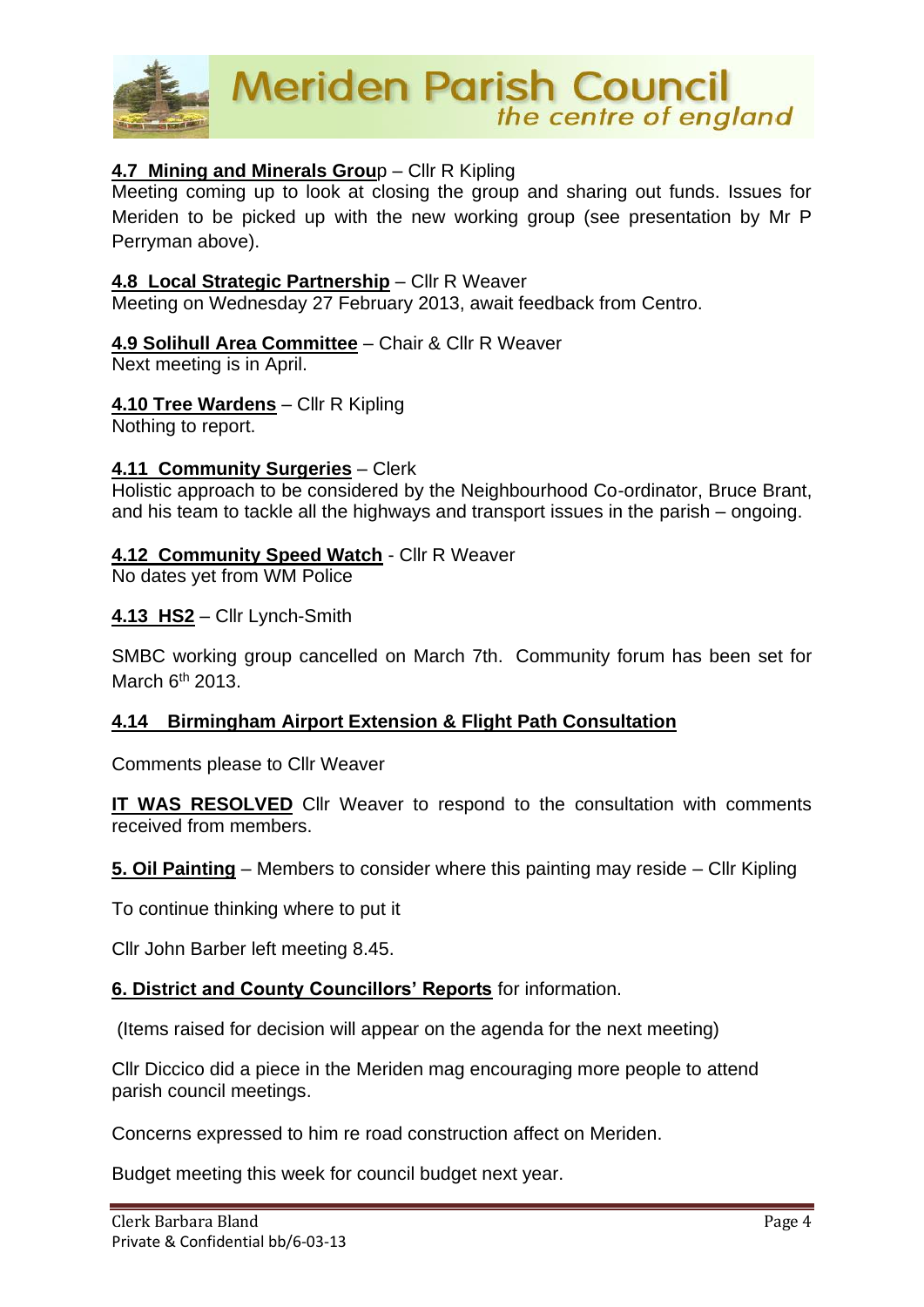**4.7 Mining and Minerals Group** – Cllr R Kipling
Meeting coming up to look at closing the group and sharing out funds. Issues for Meriden to be picked up with the new working group (see presentation by Mr P Perryman above).

**4.8 Local Strategic Partnership** – Cllr R Weaver
Meeting on Wednesday 27 February 2013, await feedback from Centro.

**4.9 Solihull Area Committee** – Chair & Cllr R Weaver
Next meeting is in April.

**4.10 Tree Wardens** – Cllr R Kipling
Nothing to report.

**4.11 Community Surgeries** – Clerk
Holistic approach to be considered by the Neighbourhood Co-ordinator, Bruce Brant, and his team to tackle all the highways and transport issues in the parish – ongoing.

**4.12 Community Speed Watch** - Cllr R Weaver
No dates yet from WM Police

**4.13 HS2** – Cllr Lynch-Smith

SMBC working group cancelled on March 7th. Community forum has been set for March 6th 2013.

**4.14 Birmingham Airport Extension & Flight Path Consultation**

Comments please to Cllr Weaver

**IT WAS RESOLVED** Cllr Weaver to respond to the consultation with comments received from members.

**5. Oil Painting** – Members to consider where this painting may reside – Cllr Kipling

To continue thinking where to put it

Cllr John Barber left meeting 8.45.

**6. District and County Councillors' Reports** for information.

(Items raised for decision will appear on the agenda for the next meeting)

Cllr Diccico did a piece in the Meriden mag encouraging more people to attend parish council meetings.

Concerns expressed to him re road construction affect on Meriden.

Budget meeting this week for council budget next year.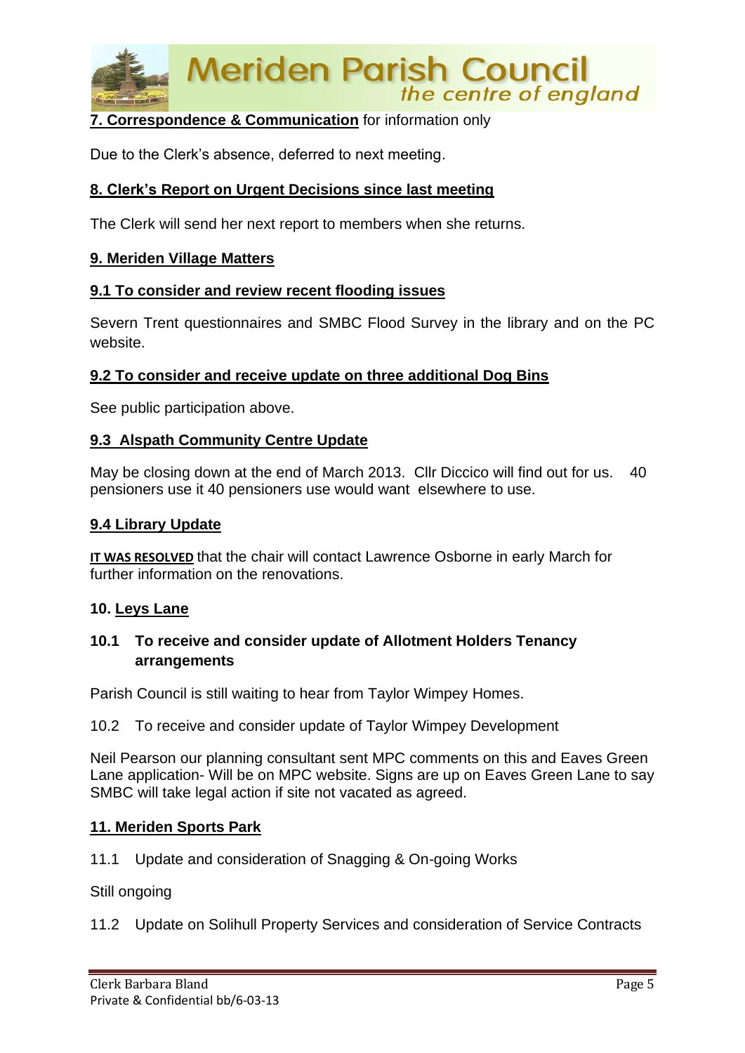**7. Correspondence & Communication** for information only

Due to the Clerk's absence, deferred to next meeting.

**8. Clerk's Report on Urgent Decisions since last meeting**

The Clerk will send her next report to members when she returns.

**9. Meriden Village Matters**

**9.1 To consider and review recent flooding issues**

Severn Trent questionnaires and SMBC Flood Survey in the library and on the PC website.

**9.2 To consider and receive update on three additional Dog Bins**

See public participation above.

**9.3 Alspath Community Centre Update**

May be closing down at the end of March 2013. Cllr Diccico will find out for us. 40 pensioners use it 40 pensioners use would want elsewhere to use.

**9.4 Library Update**

**IT WAS RESOLVED** that the chair will contact Lawrence Osborne in early March for further information on the renovations.

**10. Leys Lane**

**10.1 To receive and consider update of Allotment Holders Tenancy arrangements**

Parish Council is still waiting to hear from Taylor Wimpey Homes.

10.2 To receive and consider update of Taylor Wimpey Development

Neil Pearson our planning consultant sent MPC comments on this and Eaves Green Lane application- Will be on MPC website. Signs are up on Eaves Green Lane to say SMBC will take legal action if site not vacated as agreed.

**11. Meriden Sports Park**

11.1 Update and consideration of Snagging & On-going Works

Still ongoing

11.2 Update on Solihull Property Services and consideration of Service Contracts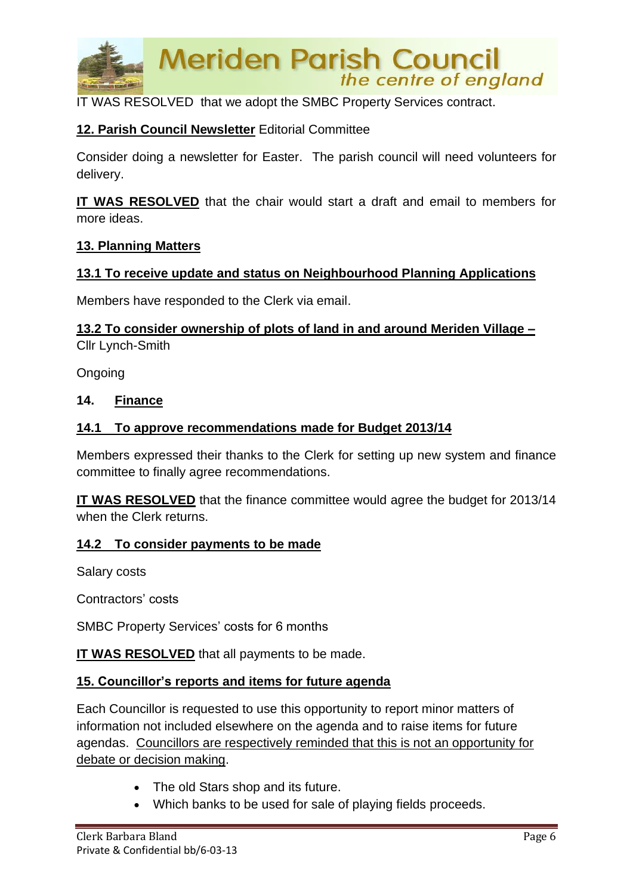IT WAS RESOLVED that we adopt the SMBC Property Services contract.

**12. Parish Council Newsletter** Editorial Committee

Consider doing a newsletter for Easter. The parish council will need volunteers for delivery.

**IT WAS RESOLVED** that the chair would start a draft and email to members for more ideas.

**13. Planning Matters**

**13.1 To receive update and status on Neighbourhood Planning Applications**

Members have responded to the Clerk via email.

**13.2 To consider ownership of plots of land in and around Meriden Village –** Cllr Lynch-Smith

Ongoing

**14. Finance**

**14.1 To approve recommendations made for Budget 2013/14**

Members expressed their thanks to the Clerk for setting up new system and finance committee to finally agree recommendations.

**IT WAS RESOLVED** that the finance committee would agree the budget for 2013/14 when the Clerk returns.

**14.2 To consider payments to be made**

Salary costs

Contractors' costs

SMBC Property Services' costs for 6 months

**IT WAS RESOLVED** that all payments to be made.

**15. Councillor's reports and items for future agenda**

Each Councillor is requested to use this opportunity to report minor matters of information not included elsewhere on the agenda and to raise items for future agendas. Councillors are respectively reminded that this is not an opportunity for debate or decision making.

- The old Stars shop and its future.
- Which banks to be used for sale of playing fields proceeds.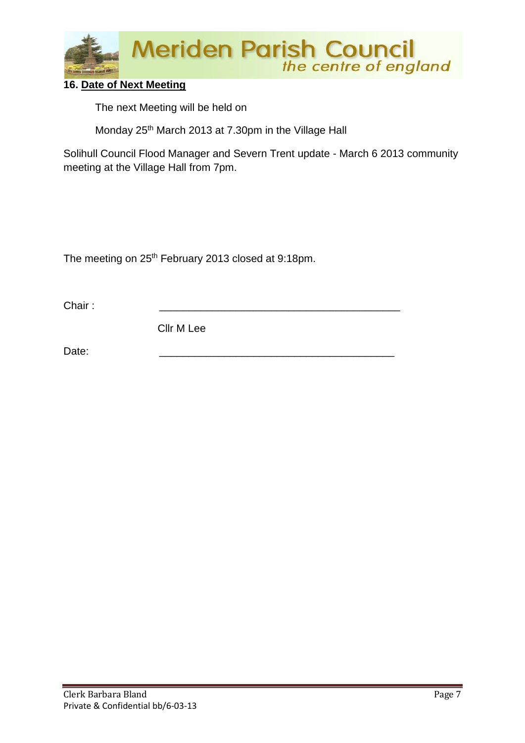### 16. Date of Next Meeting

The next Meeting will be held on

Monday 25th March 2013 at 7.30pm in the Village Hall

Solihull Council Flood Manager and Severn Trent update - March 6 2013 community meeting at the Village Hall from 7pm.

The meeting on 25th February 2013 closed at 9:18pm.

Chair : ________________________________________

Cllr M Lee

Date: ________________________________________